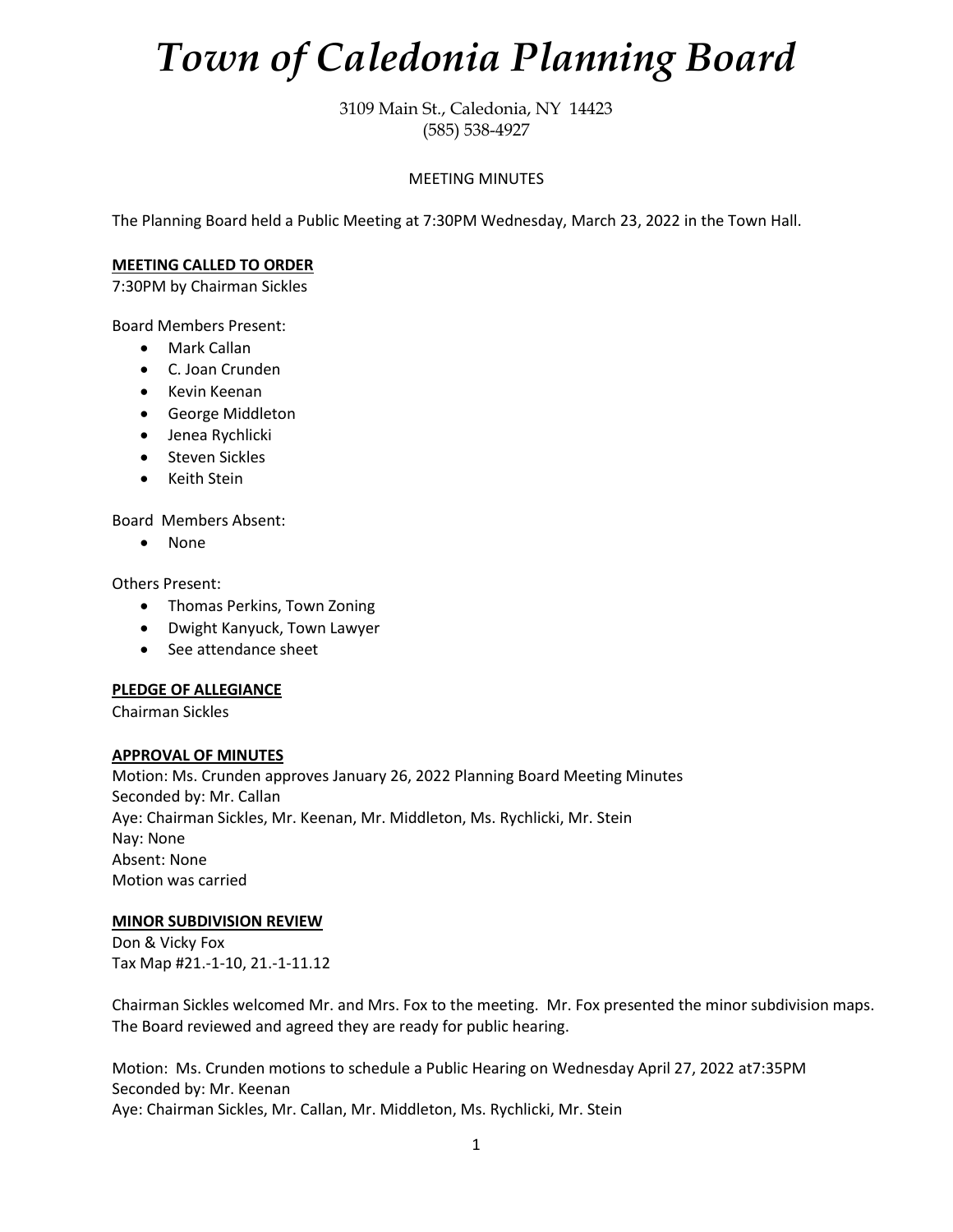# *Town of Caledonia Planning Board*

3109 Main St., Caledonia, NY 14423
(585) 538-4927

MEETING MINUTES

The Planning Board held a Public Meeting at 7:30PM Wednesday, March 23, 2022 in the Town Hall.

**MEETING CALLED TO ORDER**
7:30PM by Chairman Sickles

Board Members Present:

- Mark Callan
- C. Joan Crunden
- Kevin Keenan
- George Middleton
- Jenea Rychlicki
- Steven Sickles
- Keith Stein

Board Members Absent:

- None

Others Present:

- Thomas Perkins, Town Zoning
- Dwight Kanyuck, Town Lawyer
- See attendance sheet

**PLEDGE OF ALLEGIANCE**
Chairman Sickles

**APPROVAL OF MINUTES**
Motion: Ms. Crunden approves January 26, 2022 Planning Board Meeting Minutes
Seconded by: Mr. Callan
Aye: Chairman Sickles, Mr. Keenan, Mr. Middleton, Ms. Rychlicki, Mr. Stein
Nay: None
Absent: None
Motion was carried

**MINOR SUBDIVISION REVIEW**
Don & Vicky Fox
Tax Map #21.-1-10, 21.-1-11.12

Chairman Sickles welcomed Mr. and Mrs. Fox to the meeting. Mr. Fox presented the minor subdivision maps. The Board reviewed and agreed they are ready for public hearing.

Motion: Ms. Crunden motions to schedule a Public Hearing on Wednesday April 27, 2022 at7:35PM
Seconded by: Mr. Keenan
Aye: Chairman Sickles, Mr. Callan, Mr. Middleton, Ms. Rychlicki, Mr. Stein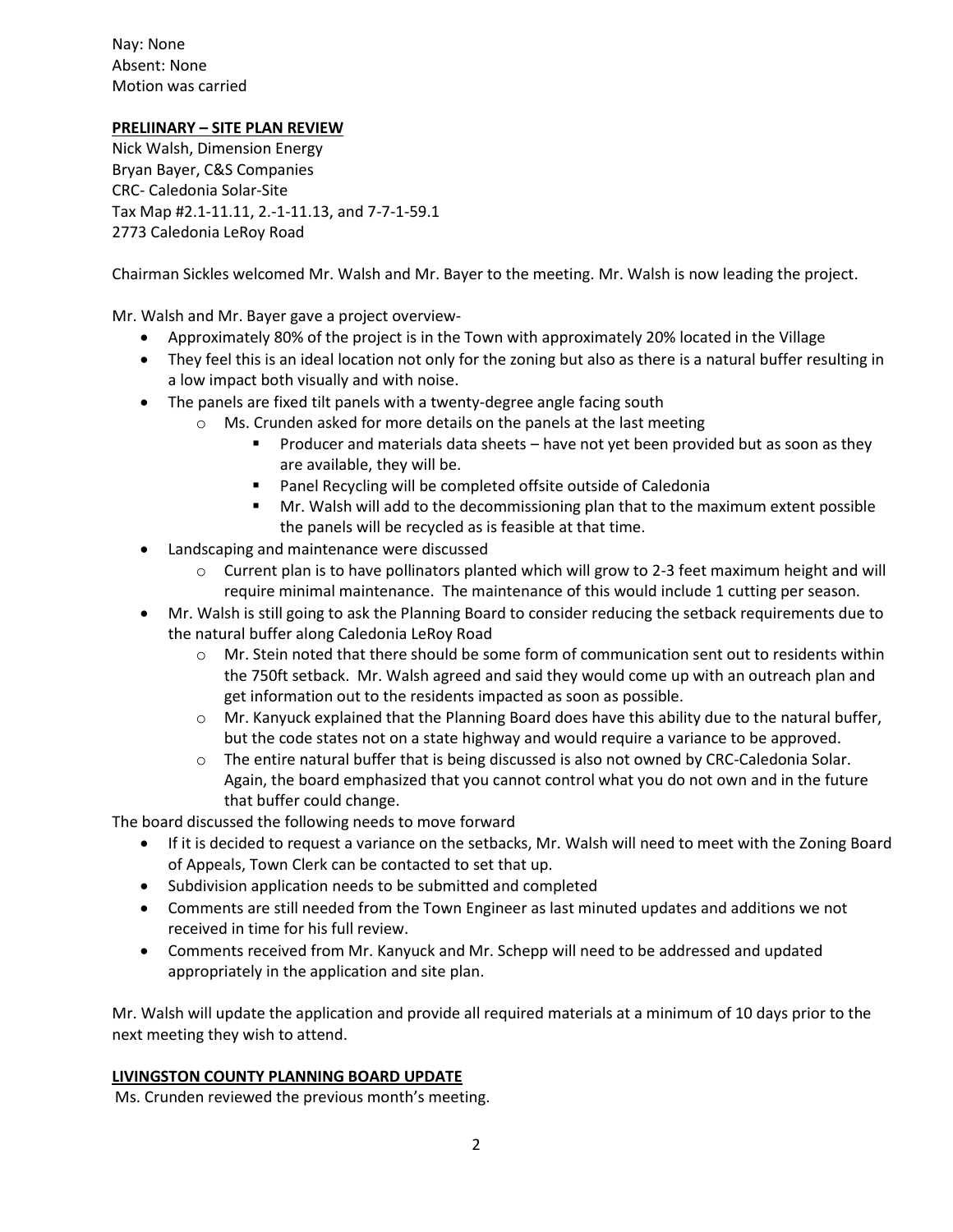Nay: None
Absent: None
Motion was carried

**PRELIINARY – SITE PLAN REVIEW**

Nick Walsh, Dimension Energy
Bryan Bayer, C&S Companies
CRC- Caledonia Solar-Site
Tax Map #2.1-11.11, 2.-1-11.13, and 7-7-1-59.1
2773 Caledonia LeRoy Road

Chairman Sickles welcomed Mr. Walsh and Mr. Bayer to the meeting. Mr. Walsh is now leading the project.

Mr. Walsh and Mr. Bayer gave a project overview-

- Approximately 80% of the project is in the Town with approximately 20% located in the Village
- They feel this is an ideal location not only for the zoning but also as there is a natural buffer resulting in a low impact both visually and with noise.
- The panels are fixed tilt panels with a twenty-degree angle facing south
  - Ms. Crunden asked for more details on the panels at the last meeting
    - Producer and materials data sheets – have not yet been provided but as soon as they are available, they will be.
    - Panel Recycling will be completed offsite outside of Caledonia
    - Mr. Walsh will add to the decommissioning plan that to the maximum extent possible the panels will be recycled as is feasible at that time.
- Landscaping and maintenance were discussed
  - Current plan is to have pollinators planted which will grow to 2-3 feet maximum height and will require minimal maintenance. The maintenance of this would include 1 cutting per season.
- Mr. Walsh is still going to ask the Planning Board to consider reducing the setback requirements due to the natural buffer along Caledonia LeRoy Road
  - Mr. Stein noted that there should be some form of communication sent out to residents within the 750ft setback. Mr. Walsh agreed and said they would come up with an outreach plan and get information out to the residents impacted as soon as possible.
  - Mr. Kanyuck explained that the Planning Board does have this ability due to the natural buffer, but the code states not on a state highway and would require a variance to be approved.
  - The entire natural buffer that is being discussed is also not owned by CRC-Caledonia Solar. Again, the board emphasized that you cannot control what you do not own and in the future that buffer could change.

The board discussed the following needs to move forward

- If it is decided to request a variance on the setbacks, Mr. Walsh will need to meet with the Zoning Board of Appeals, Town Clerk can be contacted to set that up.
- Subdivision application needs to be submitted and completed
- Comments are still needed from the Town Engineer as last minuted updates and additions we not received in time for his full review.
- Comments received from Mr. Kanyuck and Mr. Schepp will need to be addressed and updated appropriately in the application and site plan.

Mr. Walsh will update the application and provide all required materials at a minimum of 10 days prior to the next meeting they wish to attend.

**LIVINGSTON COUNTY PLANNING BOARD UPDATE**

Ms. Crunden reviewed the previous month's meeting.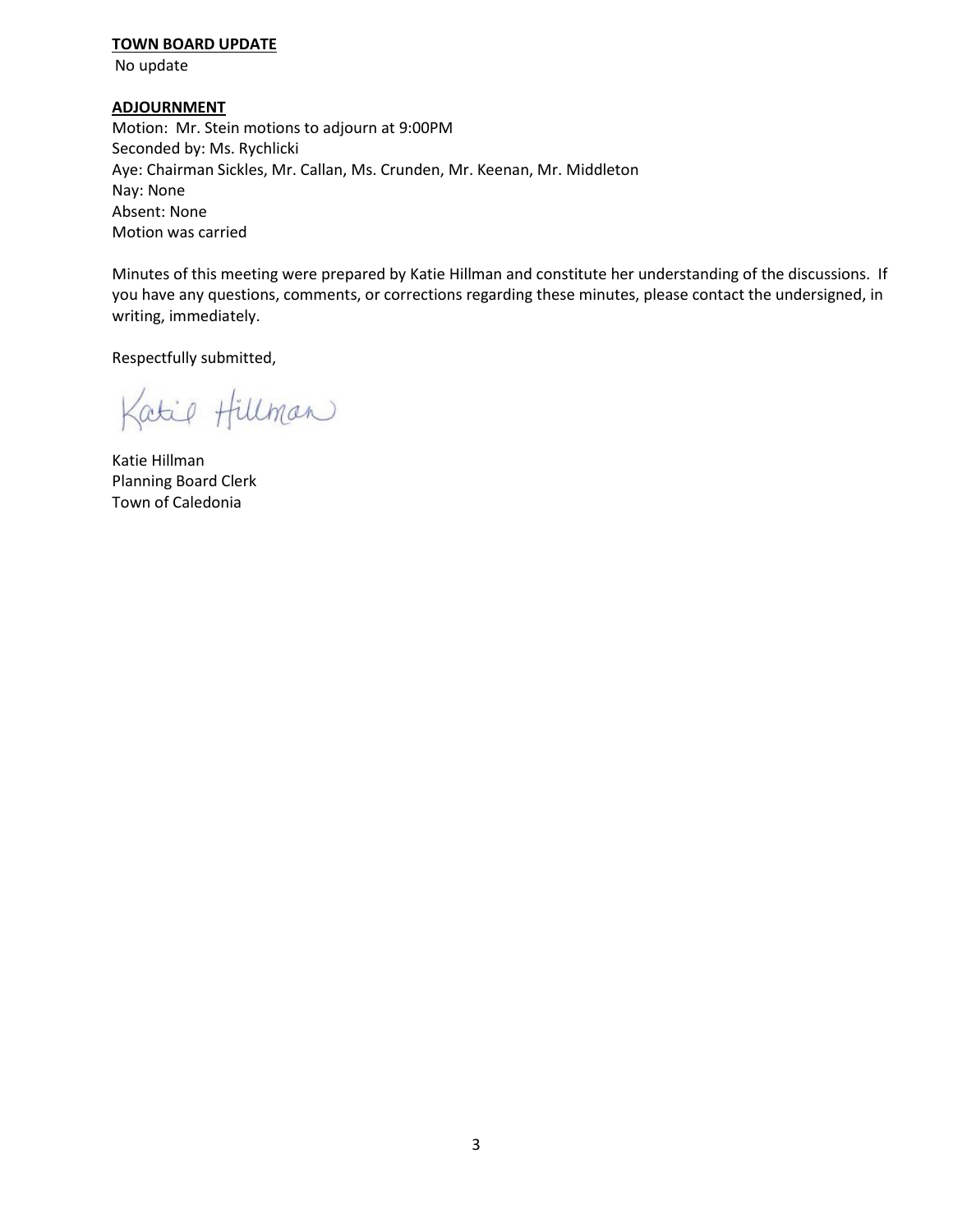**TOWN BOARD UPDATE**

No update

**ADJOURNMENT**

Motion: Mr. Stein motions to adjourn at 9:00PM
Seconded by: Ms. Rychlicki
Aye: Chairman Sickles, Mr. Callan, Ms. Crunden, Mr. Keenan, Mr. Middleton
Nay: None
Absent: None
Motion was carried

Minutes of this meeting were prepared by Katie Hillman and constitute her understanding of the discussions. If you have any questions, comments, or corrections regarding these minutes, please contact the undersigned, in writing, immediately.

Respectfully submitted,

Katie Hillman

Katie Hillman
Planning Board Clerk
Town of Caledonia